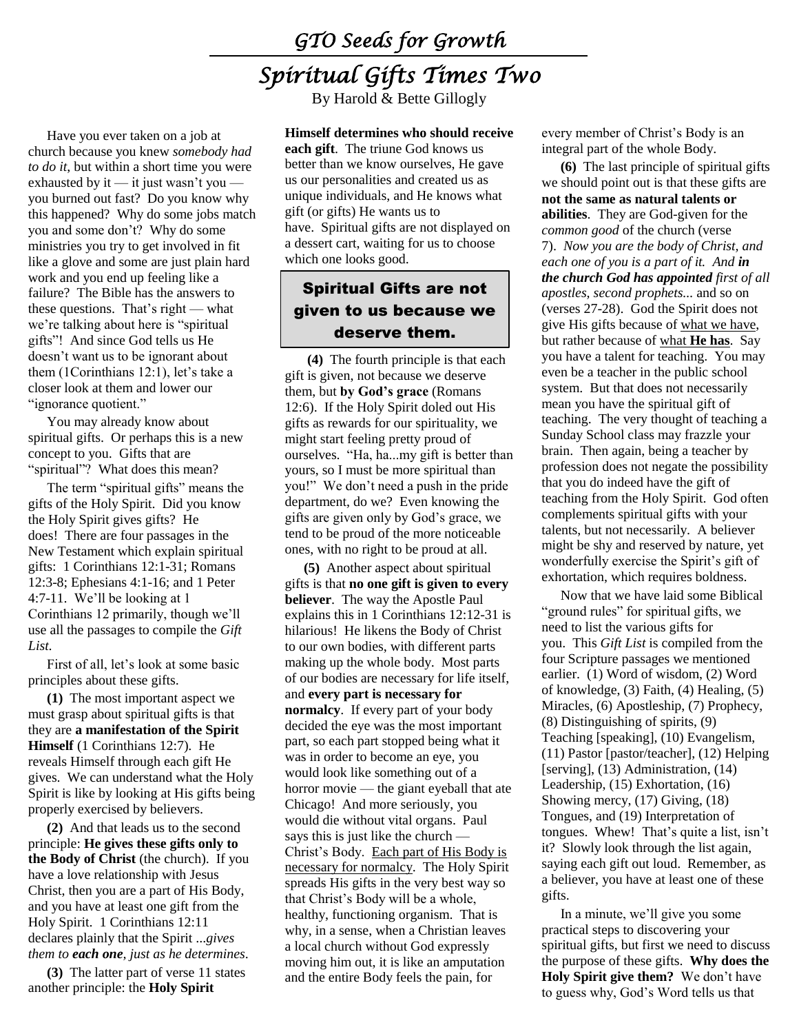# *GTO Seeds for Growth*

## *Spiritual Gifts Times Two*

By Harold & Bette Gillogly

Have you ever taken on a job at church because you knew *somebody had to do it*, but within a short time you were exhausted by it — it just wasn't you — you burned out fast? Do you know why this happened? Why do some jobs match you and some don't? Why do some ministries you try to get involved in fit like a glove and some are just plain hard work and you end up feeling like a failure? The Bible has the answers to these questions. That's right — what we're talking about here is "spiritual gifts"! And since God tells us He doesn't want us to be ignorant about them (1Corinthians 12:1), let's take a closer look at them and lower our "ignorance quotient."

You may already know about spiritual gifts. Or perhaps this is a new concept to you. Gifts that are "spiritual"? What does this mean?

The term "spiritual gifts" means the gifts of the Holy Spirit. Did you know the Holy Spirit gives gifts? He does! There are four passages in the New Testament which explain spiritual gifts: 1 Corinthians 12:1-31; Romans 12:3-8; Ephesians 4:1-16; and 1 Peter 4:7-11. We'll be looking at 1 Corinthians 12 primarily, though we'll use all the passages to compile the *Gift List.*

First of all, let's look at some basic principles about these gifts.

**(1)** The most important aspect we must grasp about spiritual gifts is that they are **a manifestation of the Spirit Himself** (1 Corinthians 12:7). He reveals Himself through each gift He gives. We can understand what the Holy Spirit is like by looking at His gifts being properly exercised by believers.

**(2)** And that leads us to the second principle: **He gives these gifts only to the Body of Christ** (the church). If you have a love relationship with Jesus Christ, then you are a part of His Body, and you have at least one gift from the Holy Spirit. 1 Corinthians 12:11 declares plainly that the Spirit *...gives them to **each one**, just as he determines*.

**(3)** The latter part of verse 11 states another principle: the **Holy Spirit Himself determines who should receive each gift**. The triune God knows us better than we know ourselves, He gave us our personalities and created us as unique individuals, and He knows what gift (or gifts) He wants us to have. Spiritual gifts are not displayed on a dessert cart, waiting for us to choose which one looks good.

**Spiritual Gifts are not given to us because we deserve them.**

**(4)** The fourth principle is that each gift is given, not because we deserve them, but **by God's grace** (Romans 12:6). If the Holy Spirit doled out His gifts as rewards for our spirituality, we might start feeling pretty proud of ourselves. "Ha, ha...my gift is better than yours, so I must be more spiritual than you!" We don't need a push in the pride department, do we? Even knowing the gifts are given only by God's grace, we tend to be proud of the more noticeable ones, with no right to be proud at all.

**(5)** Another aspect about spiritual gifts is that **no one gift is given to every believer**. The way the Apostle Paul explains this in 1 Corinthians 12:12-31 is hilarious! He likens the Body of Christ to our own bodies, with different parts making up the whole body. Most parts of our bodies are necessary for life itself, and **every part is necessary for normalcy**. If every part of your body decided the eye was the most important part, so each part stopped being what it was in order to become an eye, you would look like something out of a horror movie — the giant eyeball that ate Chicago! And more seriously, you would die without vital organs. Paul says this is just like the church — Christ's Body. Each part of His Body is necessary for normalcy. The Holy Spirit spreads His gifts in the very best way so that Christ's Body will be a whole, healthy, functioning organism. That is why, in a sense, when a Christian leaves a local church without God expressly moving him out, it is like an amputation and the entire Body feels the pain, for every member of Christ's Body is an integral part of the whole Body.

**(6)** The last principle of spiritual gifts we should point out is that these gifts are **not the same as natural talents or abilities**. They are God-given for the *common good* of the church (verse 7). *Now you are the body of Christ, and each one of you is a part of it. And **in the church God has appointed** first of all apostles, second prophets...* and so on (verses 27-28). God the Spirit does not give His gifts because of what we have, but rather because of what **He has**. Say you have a talent for teaching. You may even be a teacher in the public school system. But that does not necessarily mean you have the spiritual gift of teaching. The very thought of teaching a Sunday School class may frazzle your brain. Then again, being a teacher by profession does not negate the possibility that you do indeed have the gift of teaching from the Holy Spirit. God often complements spiritual gifts with your talents, but not necessarily. A believer might be shy and reserved by nature, yet wonderfully exercise the Spirit's gift of exhortation, which requires boldness.

Now that we have laid some Biblical "ground rules" for spiritual gifts, we need to list the various gifts for you. This *Gift List* is compiled from the four Scripture passages we mentioned earlier. (1) Word of wisdom, (2) Word of knowledge, (3) Faith, (4) Healing, (5) Miracles, (6) Apostleship, (7) Prophecy, (8) Distinguishing of spirits, (9) Teaching [speaking], (10) Evangelism, (11) Pastor [pastor/teacher], (12) Helping [serving], (13) Administration, (14) Leadership, (15) Exhortation, (16) Showing mercy, (17) Giving, (18) Tongues, and (19) Interpretation of tongues. Whew! That's quite a list, isn't it? Slowly look through the list again, saying each gift out loud. Remember, as a believer, you have at least one of these gifts.

In a minute, we'll give you some practical steps to discovering your spiritual gifts, but first we need to discuss the purpose of these gifts. **Why does the Holy Spirit give them?** We don't have to guess why, God's Word tells us that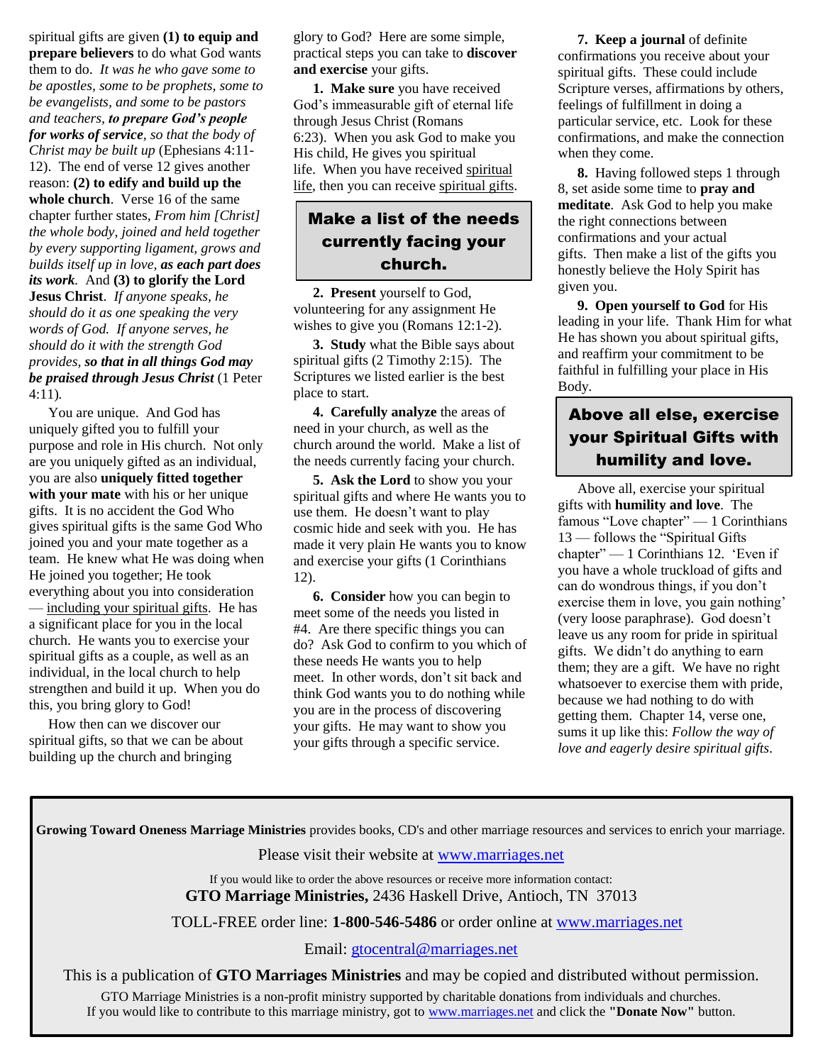spiritual gifts are given **(1) to equip and prepare believers** to do what God wants them to do. *It was he who gave some to be apostles, some to be prophets, some to be evangelists, and some to be pastors and teachers, **to prepare God's people for works of service**, so that the body of Christ may be built up* (Ephesians 4:11-12). The end of verse 12 gives another reason: **(2) to edify and build up the whole church**. Verse 16 of the same chapter further states, *From him [Christ] the whole body, joined and held together by every supporting ligament, grows and builds itself up in love, **as each part does its work***. And **(3) to glorify the Lord Jesus Christ**. *If anyone speaks, he should do it as one speaking the very words of God. If anyone serves, he should do it with the strength God provides, **so that in all things God may be praised through Jesus Christ*** (1 Peter 4:11).

You are unique. And God has uniquely gifted you to fulfill your purpose and role in His church. Not only are you uniquely gifted as an individual, you are also **uniquely fitted together with your mate** with his or her unique gifts. It is no accident the God Who gives spiritual gifts is the same God Who joined you and your mate together as a team. He knew what He was doing when He joined you together; He took everything about you into consideration — <u>including your spiritual gifts</u>. He has a significant place for you in the local church. He wants you to exercise your spiritual gifts as a couple, as well as an individual, in the local church to help strengthen and build it up. When you do this, you bring glory to God!

How then can we discover our spiritual gifts, so that we can be about building up the church and bringing glory to God? Here are some simple, practical steps you can take to **discover and exercise** your gifts.

**1. Make sure** you have received God's immeasurable gift of eternal life through Jesus Christ (Romans 6:23). When you ask God to make you His child, He gives you spiritual life. When you have received <u>spiritual life</u>, then you can receive <u>spiritual gifts</u>.

> **Make a list of the needs currently facing your church.**

**2. Present** yourself to God, volunteering for any assignment He wishes to give you (Romans 12:1-2).

**3. Study** what the Bible says about spiritual gifts (2 Timothy 2:15). The Scriptures we listed earlier is the best place to start.

**4. Carefully analyze** the areas of need in your church, as well as the church around the world. Make a list of the needs currently facing your church.

**5. Ask the Lord** to show you your spiritual gifts and where He wants you to use them. He doesn't want to play cosmic hide and seek with you. He has made it very plain He wants you to know and exercise your gifts (1 Corinthians 12).

**6. Consider** how you can begin to meet some of the needs you listed in #4. Are there specific things you can do? Ask God to confirm to you which of these needs He wants you to help meet. In other words, don't sit back and think God wants you to do nothing while you are in the process of discovering your gifts. He may want to show you your gifts through a specific service.

**7. Keep a journal** of definite confirmations you receive about your spiritual gifts. These could include Scripture verses, affirmations by others, feelings of fulfillment in doing a particular service, etc. Look for these confirmations, and make the connection when they come.

**8.** Having followed steps 1 through 8, set aside some time to **pray and meditate**. Ask God to help you make the right connections between confirmations and your actual gifts. Then make a list of the gifts you honestly believe the Holy Spirit has given you.

**9. Open yourself to God** for His leading in your life. Thank Him for what He has shown you about spiritual gifts, and reaffirm your commitment to be faithful in fulfilling your place in His Body.

> **Above all else, exercise your Spiritual Gifts with humility and love.**

Above all, exercise your spiritual gifts with **humility and love**. The famous "Love chapter" — 1 Corinthians 13 — follows the "Spiritual Gifts chapter" — 1 Corinthians 12. 'Even if you have a whole truckload of gifts and can do wondrous things, if you don't exercise them in love, you gain nothing' (very loose paraphrase). God doesn't leave us any room for pride in spiritual gifts. We didn't do anything to earn them; they are a gift. We have no right whatsoever to exercise them with pride, because we had nothing to do with getting them. Chapter 14, verse one, sums it up like this: *Follow the way of love and eagerly desire spiritual gifts*.

---

**Growing Toward Oneness Marriage Ministries** provides books, CD's and other marriage resources and services to enrich your marriage.

Please visit their website at www.marriages.net

If you would like to order the above resources or receive more information contact:
**GTO Marriage Ministries,** 2436 Haskell Drive, Antioch, TN 37013

TOLL-FREE order line: **1-800-546-5486** or order online at www.marriages.net

Email: gtocentral@marriages.net

This is a publication of **GTO Marriages Ministries** and may be copied and distributed without permission.

GTO Marriage Ministries is a non-profit ministry supported by charitable donations from individuals and churches.
If you would like to contribute to this marriage ministry, got to www.marriages.net and click the **"Donate Now"** button.